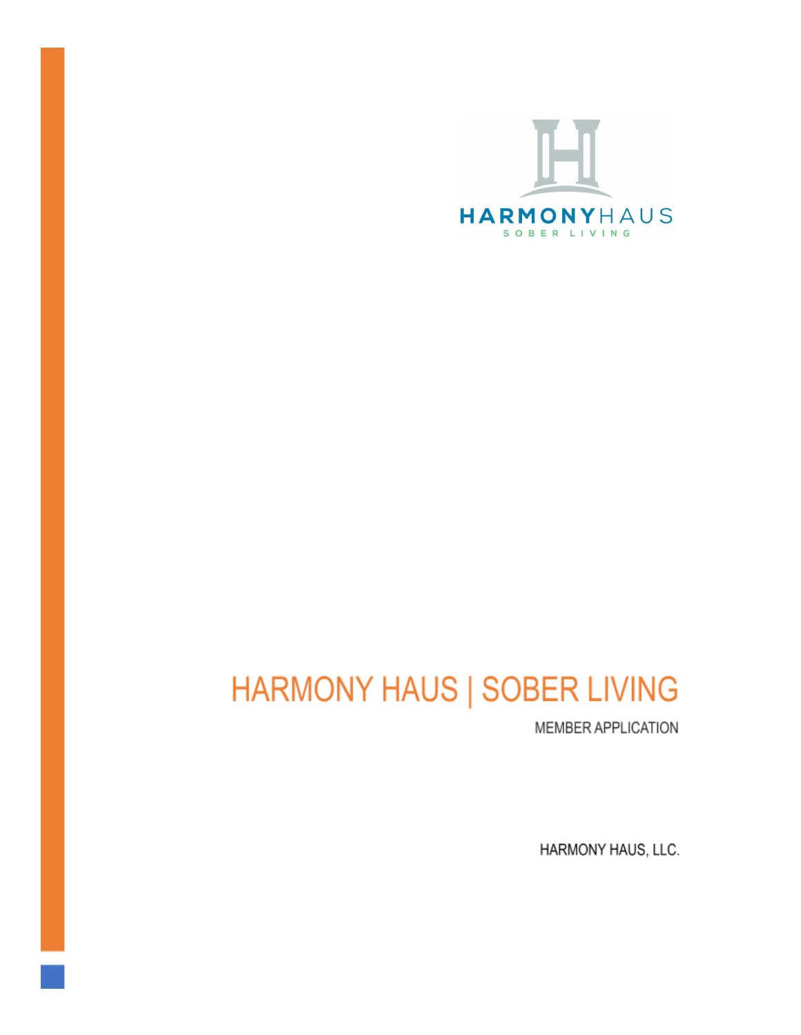HARMONYHAUS

SOBER LIVING

# HARMONY HAUS | SOBER LIVING

MEMBER APPLICATION

HARMONY HAUS, LLC.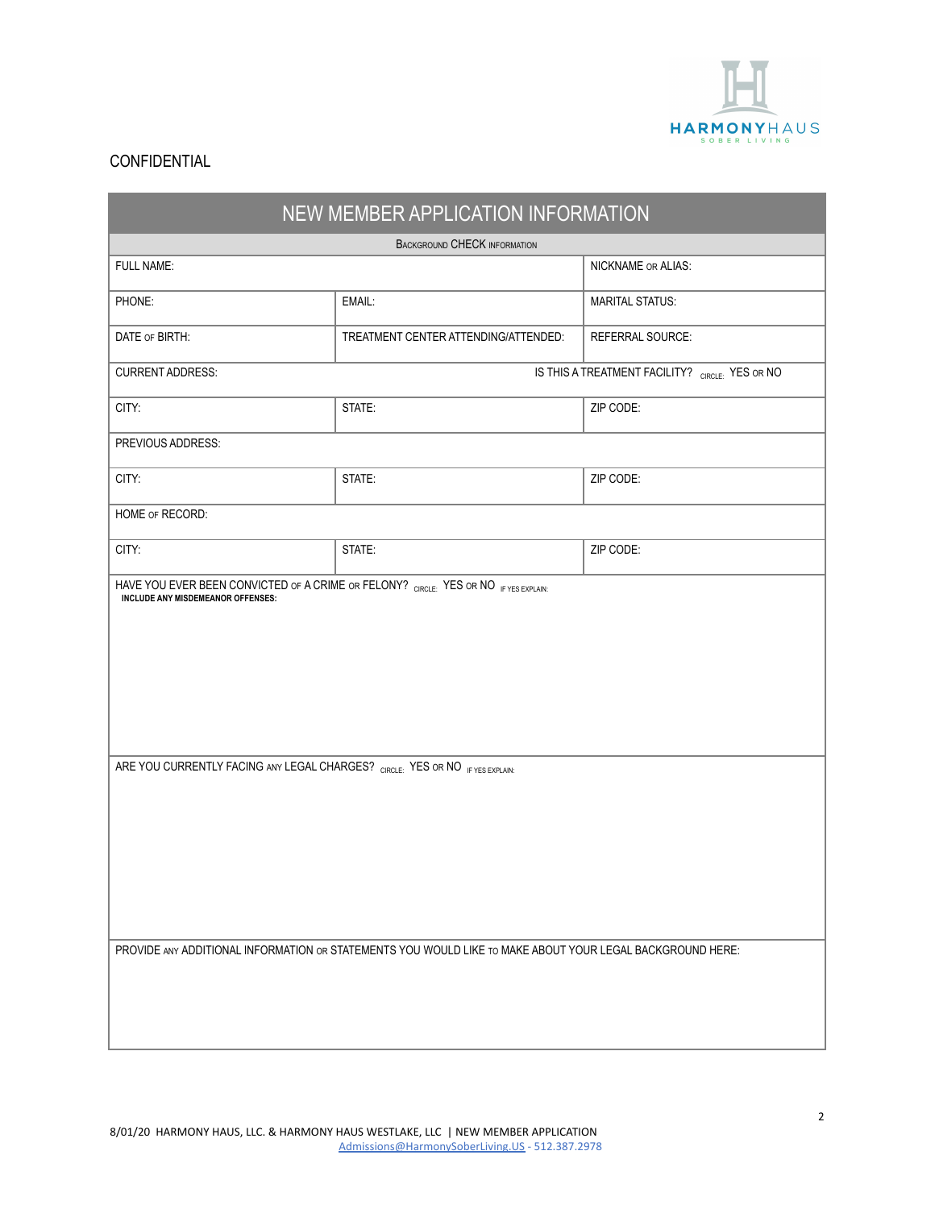HARMONYHAUS
SOBER LIVING

CONFIDENTIAL

| NEW MEMBER APPLICATION INFORMATION | | |
|---|---|---|
| BACKGROUND CHECK INFORMATION | | |
| FULL NAME: | | NICKNAME OR ALIAS: |
| PHONE: | EMAIL: | MARITAL STATUS: |
| DATE OF BIRTH: | TREATMENT CENTER ATTENDING/ATTENDED: | REFERRAL SOURCE: |
| CURRENT ADDRESS: | IS THIS A TREATMENT FACILITY? CIRCLE: YES OR NO | |
| CITY: | STATE: | ZIP CODE: |
| PREVIOUS ADDRESS: | | |
| CITY: | STATE: | ZIP CODE: |
| HOME OF RECORD: | | |
| CITY: | STATE: | ZIP CODE: |
| HAVE YOU EVER BEEN CONVICTED OF A CRIME OR FELONY? CIRCLE: YES OR NO IF YES EXPLAIN: **INCLUDE ANY MISDEMEANOR OFFENSES:** | | |
| ARE YOU CURRENTLY FACING ANY LEGAL CHARGES? CIRCLE: YES OR NO IF YES EXPLAIN: | | |
| PROVIDE ANY ADDITIONAL INFORMATION OR STATEMENTS YOU WOULD LIKE TO MAKE ABOUT YOUR LEGAL BACKGROUND HERE: | | |

8/01/20 HARMONY HAUS, LLC. & HARMONY HAUS WESTLAKE, LLC | NEW MEMBER APPLICATION
Admissions@HarmonySoberLiving.US - 512.387.2978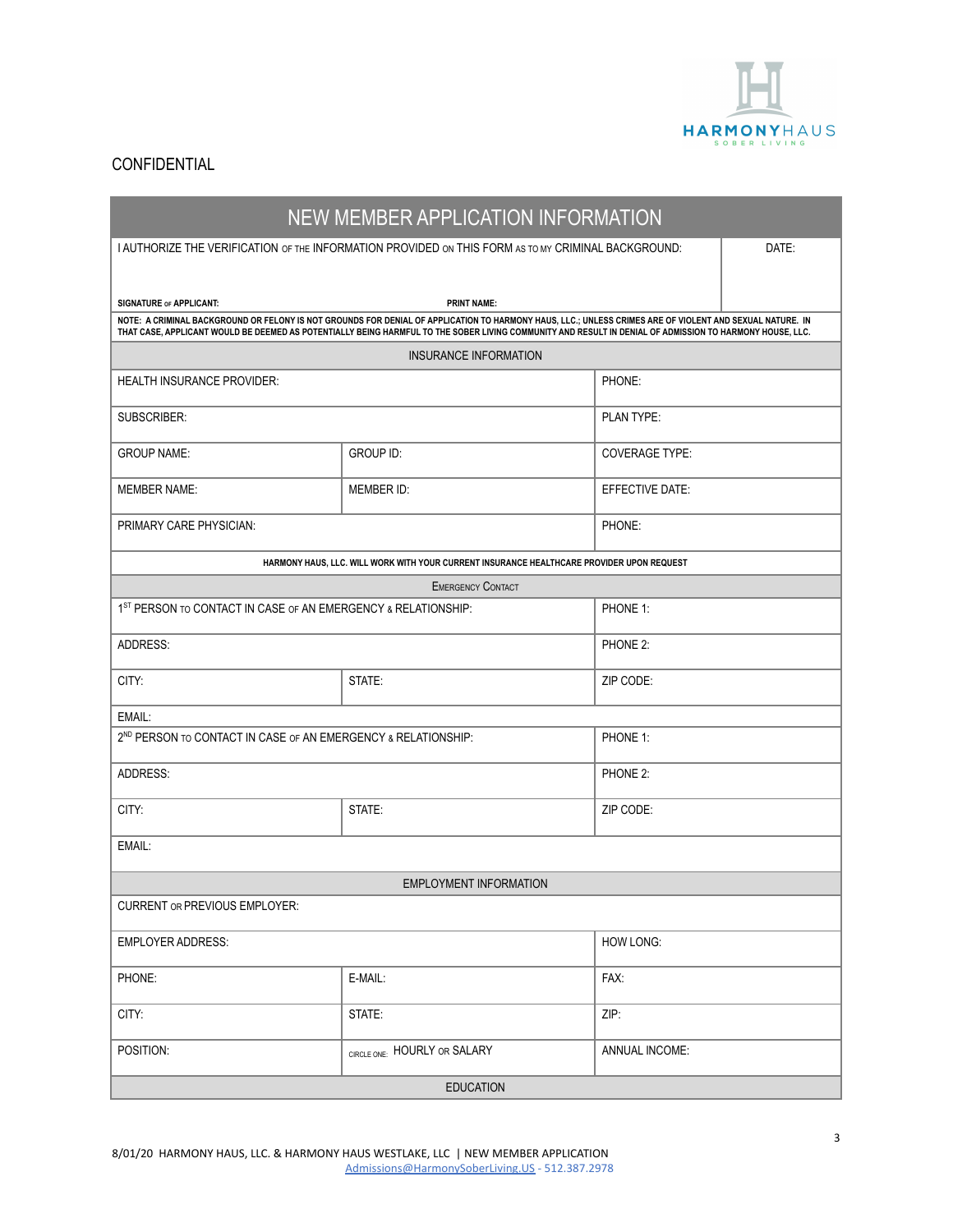HARMONYHAUS
SOBER LIVING

CONFIDENTIAL

| NEW MEMBER APPLICATION INFORMATION | | |
|---|---|---|
| I AUTHORIZE THE VERIFICATION OF THE INFORMATION PROVIDED ON THIS FORM AS TO MY CRIMINAL BACKGROUND:<br><br>**SIGNATURE OF APPLICANT:** &nbsp;&nbsp;&nbsp;&nbsp; **PRINT NAME:** | | DATE: |
| **NOTE: A CRIMINAL BACKGROUND OR FELONY IS NOT GROUNDS FOR DENIAL OF APPLICATION TO HARMONY HAUS, LLC.; UNLESS CRIMES ARE OF VIOLENT AND SEXUAL NATURE. IN THAT CASE, APPLICANT WOULD BE DEEMED AS POTENTIALLY BEING HARMFUL TO THE SOBER LIVING COMMUNITY AND RESULT IN DENIAL OF ADMISSION TO HARMONY HOUSE, LLC.** | | |
| INSURANCE INFORMATION | | |
| HEALTH INSURANCE PROVIDER: | | PHONE: |
| SUBSCRIBER: | | PLAN TYPE: |
| GROUP NAME: | GROUP ID: | COVERAGE TYPE: |
| MEMBER NAME: | MEMBER ID: | EFFECTIVE DATE: |
| PRIMARY CARE PHYSICIAN: | | PHONE: |
| **HARMONY HAUS, LLC. WILL WORK WITH YOUR CURRENT INSURANCE HEALTHCARE PROVIDER UPON REQUEST** | | |
| EMERGENCY CONTACT | | |
| 1ST PERSON TO CONTACT IN CASE OF AN EMERGENCY & RELATIONSHIP: | | PHONE 1: |
| ADDRESS: | | PHONE 2: |
| CITY: | STATE: | ZIP CODE: |
| EMAIL: | | |
| 2ND PERSON TO CONTACT IN CASE OF AN EMERGENCY & RELATIONSHIP: | | PHONE 1: |
| ADDRESS: | | PHONE 2: |
| CITY: | STATE: | ZIP CODE: |
| EMAIL: | | |
| EMPLOYMENT INFORMATION | | |
| CURRENT OR PREVIOUS EMPLOYER: | | |
| EMPLOYER ADDRESS: | | HOW LONG: |
| PHONE: | E-MAIL: | FAX: |
| CITY: | STATE: | ZIP: |
| POSITION: | CIRCLE ONE: HOURLY OR SALARY | ANNUAL INCOME: |
| EDUCATION | | |

8/01/20 HARMONY HAUS, LLC. & HARMONY HAUS WESTLAKE, LLC | NEW MEMBER APPLICATION
Admissions@HarmonySoberLiving.US - 512.387.2978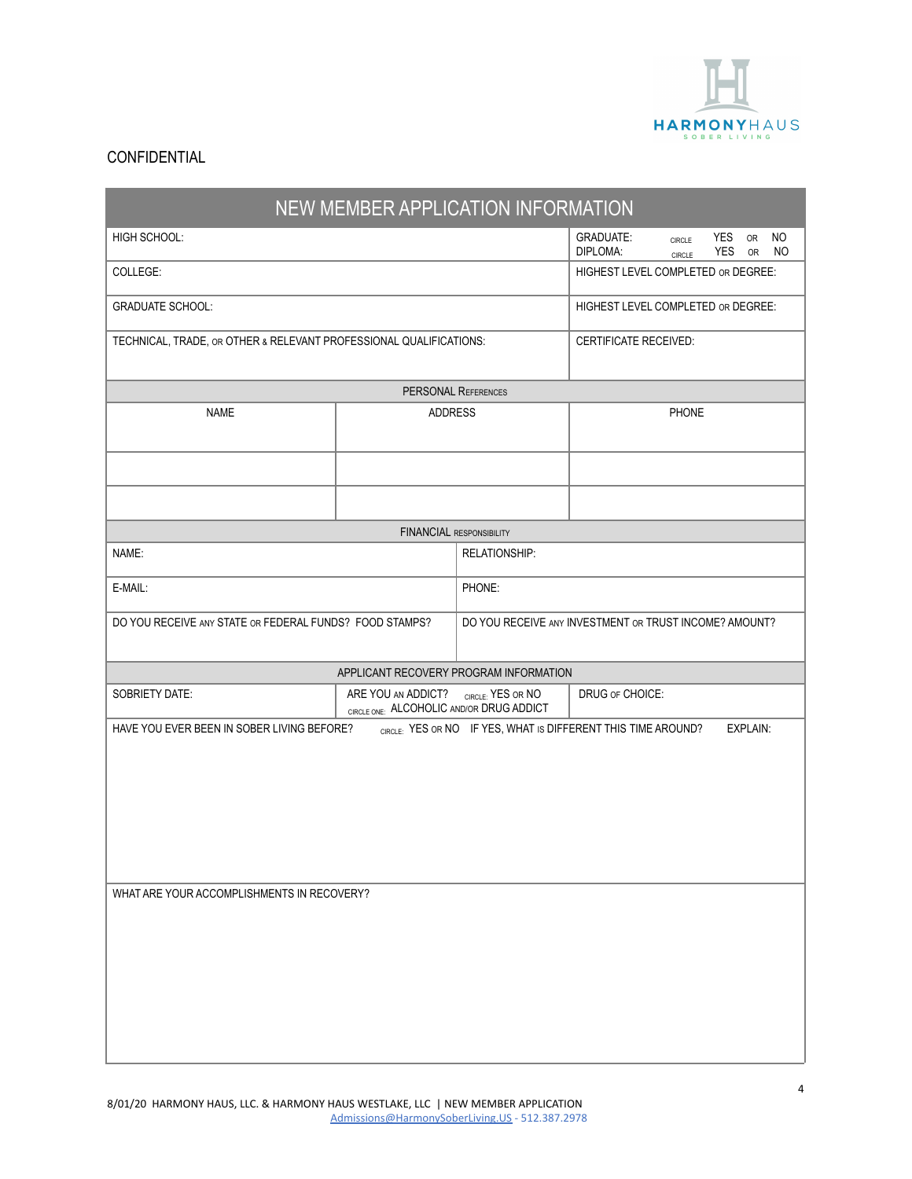CONFIDENTIAL

# NEW MEMBER APPLICATION INFORMATION

| HIGH SCHOOL: | GRADUATE: CIRCLE YES OR NO<br>DIPLOMA: CIRCLE YES OR NO |
|---|---|
| COLLEGE: | HIGHEST LEVEL COMPLETED OR DEGREE: |
| GRADUATE SCHOOL: | HIGHEST LEVEL COMPLETED OR DEGREE: |
| TECHNICAL, TRADE, OR OTHER & RELEVANT PROFESSIONAL QUALIFICATIONS: | CERTIFICATE RECEIVED: |

## PERSONAL REFERENCES

| NAME | ADDRESS | PHONE |
|---|---|---|
| | | |
| | | |
| | | |

## FINANCIAL RESPONSIBILITY

| NAME: | RELATIONSHIP: |
|---|---|
| E-MAIL: | PHONE: |
| DO YOU RECEIVE ANY STATE OR FEDERAL FUNDS? FOOD STAMPS? | DO YOU RECEIVE ANY INVESTMENT OR TRUST INCOME? AMOUNT? |

## APPLICANT RECOVERY PROGRAM INFORMATION

| SOBRIETY DATE: | ARE YOU AN ADDICT? CIRCLE: YES OR NO<br>CIRCLE ONE: ALCOHOLIC AND/OR DRUG ADDICT | DRUG OF CHOICE: |
|---|---|---|

HAVE YOU EVER BEEN IN SOBER LIVING BEFORE? CIRCLE: YES OR NO IF YES, WHAT IS DIFFERENT THIS TIME AROUND? EXPLAIN:

WHAT ARE YOUR ACCOMPLISHMENTS IN RECOVERY?

8/01/20 HARMONY HAUS, LLC. & HARMONY HAUS WESTLAKE, LLC | NEW MEMBER APPLICATION
Admissions@HarmonySoberLiving.US - 512.387.2978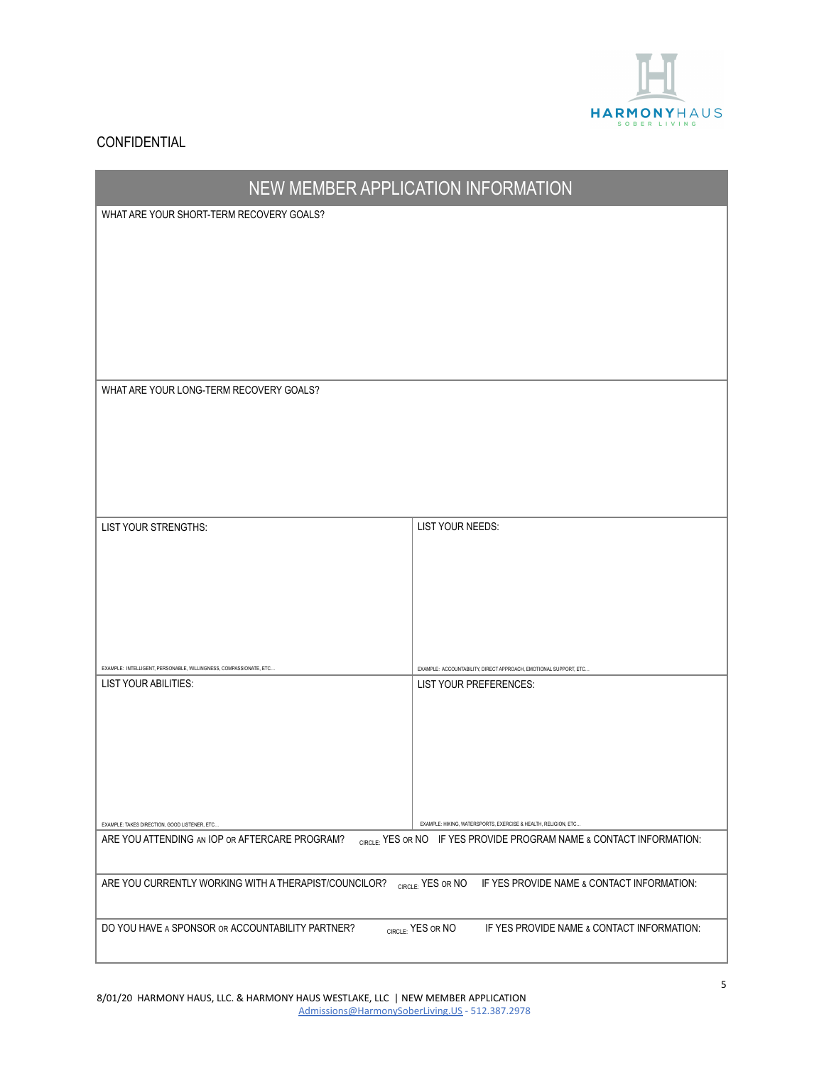CONFIDENTIAL

## NEW MEMBER APPLICATION INFORMATION

WHAT ARE YOUR SHORT-TERM RECOVERY GOALS?

WHAT ARE YOUR LONG-TERM RECOVERY GOALS?

| LIST YOUR STRENGTHS: | LIST YOUR NEEDS: |
|---|---|
| EXAMPLE: INTELLIGENT, PERSONABLE, WILLINGNESS, COMPASSIONATE, ETC... | EXAMPLE: ACCOUNTABILITY, DIRECT APPROACH, EMOTIONAL SUPPORT, ETC... |
| **LIST YOUR ABILITIES:** | **LIST YOUR PREFERENCES:** |
| EXAMPLE: TAKES DIRECTION, GOOD LISTENER, ETC... | EXAMPLE: HIKING, WATERSPORTS, EXERCISE & HEALTH, RELIGION, ETC... |

ARE YOU ATTENDING AN IOP OR AFTERCARE PROGRAM? CIRCLE: YES OR NO IF YES PROVIDE PROGRAM NAME & CONTACT INFORMATION:

ARE YOU CURRENTLY WORKING WITH A THERAPIST/COUNCILOR? CIRCLE: YES OR NO IF YES PROVIDE NAME & CONTACT INFORMATION:

DO YOU HAVE A SPONSOR OR ACCOUNTABILITY PARTNER? CIRCLE: YES OR NO IF YES PROVIDE NAME & CONTACT INFORMATION:

8/01/20 HARMONY HAUS, LLC. & HARMONY HAUS WESTLAKE, LLC | NEW MEMBER APPLICATION
Admissions@HarmonySoberLiving.US - 512.387.2978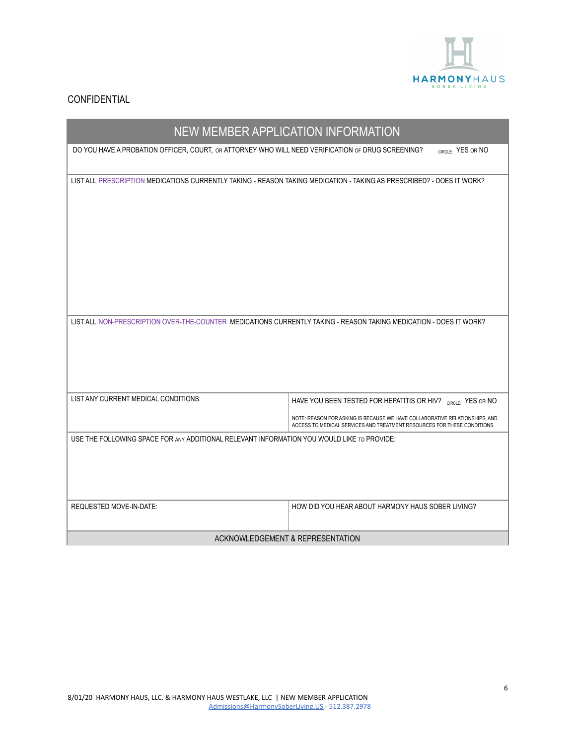HARMONYHAUS
SOBER LIVING

CONFIDENTIAL

| NEW MEMBER APPLICATION INFORMATION | |
|---|---|
| DO YOU HAVE A PROBATION OFFICER, COURT, OR ATTORNEY WHO WILL NEED VERIFICATION OF DRUG SCREENING? CIRCLE: YES OR NO | |
| LIST ALL PRESCRIPTION MEDICATIONS CURRENTLY TAKING - REASON TAKING MEDICATION - TAKING AS PRESCRIBED? - DOES IT WORK? | |
| LIST ALL NON-PRESCRIPTION OVER-THE-COUNTER MEDICATIONS CURRENTLY TAKING - REASON TAKING MEDICATION - DOES IT WORK? | |
| LIST ANY CURRENT MEDICAL CONDITIONS: | HAVE YOU BEEN TESTED FOR HEPATITIS OR HIV? CIRCLE: YES OR NO<br><br>NOTE: REASON FOR ASKING IS BECAUSE WE HAVE COLLABORATIVE RELATIONSHIPS, AND ACCESS TO MEDICAL SERVICES AND TREATMENT RESOURCES FOR THESE CONDITIONS. |
| USE THE FOLLOWING SPACE FOR ANY ADDITIONAL RELEVANT INFORMATION YOU WOULD LIKE TO PROVIDE: | |
| REQUESTED MOVE-IN-DATE: | HOW DID YOU HEAR ABOUT HARMONY HAUS SOBER LIVING? |
| ACKNOWLEDGEMENT & REPRESENTATION | |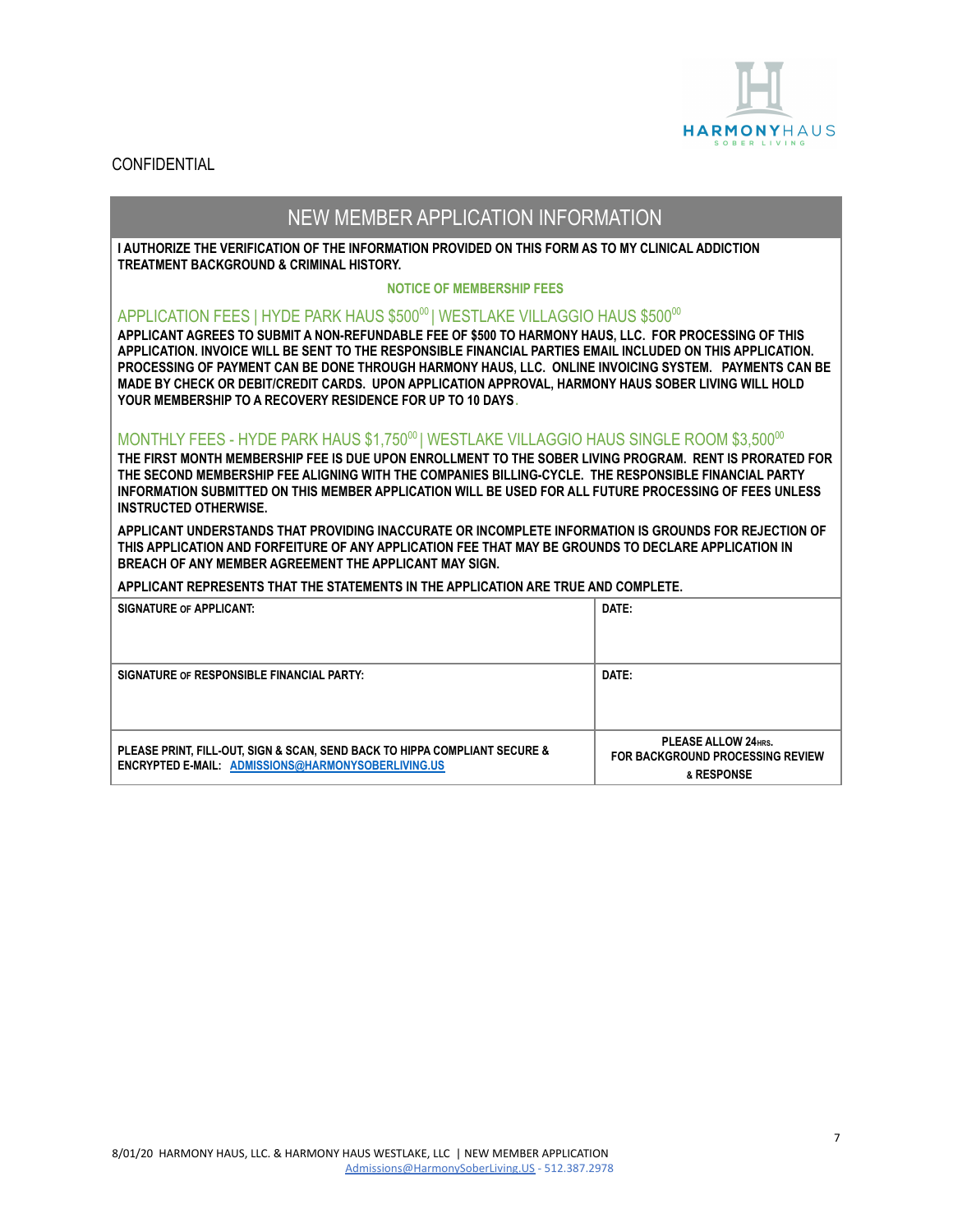CONFIDENTIAL

## NEW MEMBER APPLICATION INFORMATION

**I AUTHORIZE THE VERIFICATION OF THE INFORMATION PROVIDED ON THIS FORM AS TO MY CLINICAL ADDICTION TREATMENT BACKGROUND & CRIMINAL HISTORY.**

**NOTICE OF MEMBERSHIP FEES**

### APPLICATION FEES | HYDE PARK HAUS $500.00 | WESTLAKE VILLAGGIO HAUS $500.00

**APPLICANT AGREES TO SUBMIT A NON-REFUNDABLE FEE OF $500 TO HARMONY HAUS, LLC. FOR PROCESSING OF THIS APPLICATION. INVOICE WILL BE SENT TO THE RESPONSIBLE FINANCIAL PARTIES EMAIL INCLUDED ON THIS APPLICATION. PROCESSING OF PAYMENT CAN BE DONE THROUGH HARMONY HAUS, LLC. ONLINE INVOICING SYSTEM. PAYMENTS CAN BE MADE BY CHECK OR DEBIT/CREDIT CARDS. UPON APPLICATION APPROVAL, HARMONY HAUS SOBER LIVING WILL HOLD YOUR MEMBERSHIP TO A RECOVERY RESIDENCE FOR UP TO 10 DAYS.**

### MONTHLY FEES - HYDE PARK HAUS $1,750.00 | WESTLAKE VILLAGGIO HAUS SINGLE ROOM $3,500.00

**THE FIRST MONTH MEMBERSHIP FEE IS DUE UPON ENROLLMENT TO THE SOBER LIVING PROGRAM. RENT IS PRORATED FOR THE SECOND MEMBERSHIP FEE ALIGNING WITH THE COMPANIES BILLING-CYCLE. THE RESPONSIBLE FINANCIAL PARTY INFORMATION SUBMITTED ON THIS MEMBER APPLICATION WILL BE USED FOR ALL FUTURE PROCESSING OF FEES UNLESS INSTRUCTED OTHERWISE.**

**APPLICANT UNDERSTANDS THAT PROVIDING INACCURATE OR INCOMPLETE INFORMATION IS GROUNDS FOR REJECTION OF THIS APPLICATION AND FORFEITURE OF ANY APPLICATION FEE THAT MAY BE GROUNDS TO DECLARE APPLICATION IN BREACH OF ANY MEMBER AGREEMENT THE APPLICANT MAY SIGN.**

**APPLICANT REPRESENTS THAT THE STATEMENTS IN THE APPLICATION ARE TRUE AND COMPLETE.**

| | |
|---|---|
| **SIGNATURE OF APPLICANT:** | **DATE:** |
| **SIGNATURE OF RESPONSIBLE FINANCIAL PARTY:** | **DATE:** |
| **PLEASE PRINT, FILL-OUT, SIGN & SCAN, SEND BACK TO HIPPA COMPLIANT SECURE & ENCRYPTED E-MAIL: [ADMISSIONS@HARMONYSOBERLIVING.US](mailto:ADMISSIONS@HARMONYSOBERLIVING.US)** | **PLEASE ALLOW 24HRS. FOR BACKGROUND PROCESSING REVIEW & RESPONSE** |

8/01/20 HARMONY HAUS, LLC. & HARMONY HAUS WESTLAKE, LLC | NEW MEMBER APPLICATION
Admissions@HarmonySoberLiving.US - 512.387.2978